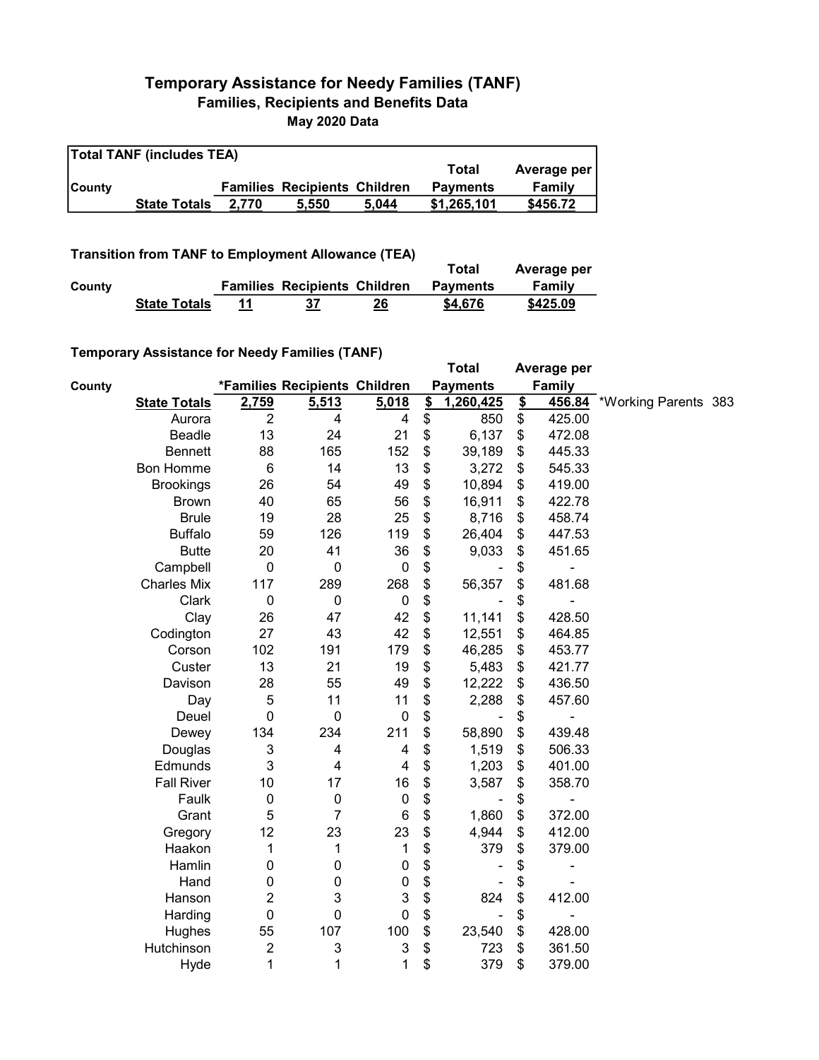# Temporary Assistance for Needy Families (TANF)

## Families, Recipients and Benefits Data

### May 2020 Data

**Total TANF (includes TEA)**

| County | | Families | Recipients | Children | Total Payments | Average per Family |
|---|---|---|---|---|---|---|
| | **State Totals** | **2,770** | **5,550** | **5,044** | **$1,265,101** | **$456.72** |

**Transition from TANF to Employment Allowance (TEA)**

| County | | Families | Recipients | Children | Total Payments | Average per Family |
|---|---|---|---|---|---|---|
| | **State Totals** | **11** | **37** | **26** | **$4,676** | **$425.09** |

**Temporary Assistance for Needy Families (TANF)**

| County | | *Families | Recipients | Children | Total Payments | Average per Family | |
|---|---|---|---|---|---|---|---|
| | **State Totals** | **2,759** | **5,513** | **5,018** | **$ 1,260,425** | **$ 456.84** | *Working Parents 383 |
| | Aurora | 2 | 4 | 4 | $ 850 | $ 425.00 | |
| | Beadle | 13 | 24 | 21 | $ 6,137 | $ 472.08 | |
| | Bennett | 88 | 165 | 152 | $ 39,189 | $ 445.33 | |
| | Bon Homme | 6 | 14 | 13 | $ 3,272 | $ 545.33 | |
| | Brookings | 26 | 54 | 49 | $ 10,894 | $ 419.00 | |
| | Brown | 40 | 65 | 56 | $ 16,911 | $ 422.78 | |
| | Brule | 19 | 28 | 25 | $ 8,716 | $ 458.74 | |
| | Buffalo | 59 | 126 | 119 | $ 26,404 | $ 447.53 | |
| | Butte | 20 | 41 | 36 | $ 9,033 | $ 451.65 | |
| | Campbell | 0 | 0 | 0 | $ - | $ - | |
| | Charles Mix | 117 | 289 | 268 | $ 56,357 | $ 481.68 | |
| | Clark | 0 | 0 | 0 | $ - | $ - | |
| | Clay | 26 | 47 | 42 | $ 11,141 | $ 428.50 | |
| | Codington | 27 | 43 | 42 | $ 12,551 | $ 464.85 | |
| | Corson | 102 | 191 | 179 | $ 46,285 | $ 453.77 | |
| | Custer | 13 | 21 | 19 | $ 5,483 | $ 421.77 | |
| | Davison | 28 | 55 | 49 | $ 12,222 | $ 436.50 | |
| | Day | 5 | 11 | 11 | $ 2,288 | $ 457.60 | |
| | Deuel | 0 | 0 | 0 | $ - | $ - | |
| | Dewey | 134 | 234 | 211 | $ 58,890 | $ 439.48 | |
| | Douglas | 3 | 4 | 4 | $ 1,519 | $ 506.33 | |
| | Edmunds | 3 | 4 | 4 | $ 1,203 | $ 401.00 | |
| | Fall River | 10 | 17 | 16 | $ 3,587 | $ 358.70 | |
| | Faulk | 0 | 0 | 0 | $ - | $ - | |
| | Grant | 5 | 7 | 6 | $ 1,860 | $ 372.00 | |
| | Gregory | 12 | 23 | 23 | $ 4,944 | $ 412.00 | |
| | Haakon | 1 | 1 | 1 | $ 379 | $ 379.00 | |
| | Hamlin | 0 | 0 | 0 | $ - | $ - | |
| | Hand | 0 | 0 | 0 | $ - | $ - | |
| | Hanson | 2 | 3 | 3 | $ 824 | $ 412.00 | |
| | Harding | 0 | 0 | 0 | $ - | $ - | |
| | Hughes | 55 | 107 | 100 | $ 23,540 | $ 428.00 | |
| | Hutchinson | 2 | 3 | 3 | $ 723 | $ 361.50 | |
| | Hyde | 1 | 1 | 1 | $ 379 | $ 379.00 | |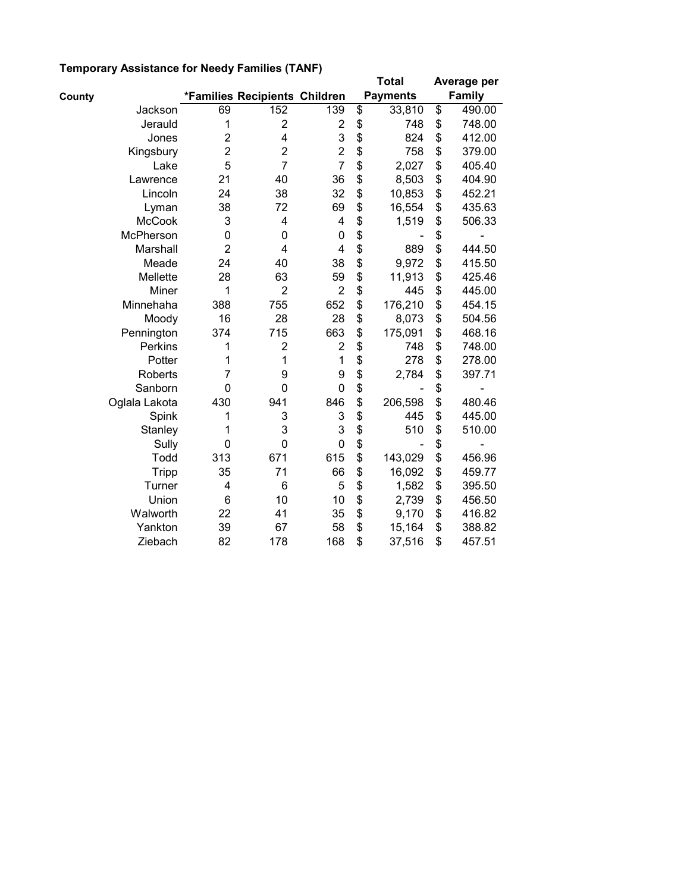**Temporary Assistance for Needy Families (TANF)**

| County | *Families | Recipients | Children | Total Payments | Average per Family |
|---|---|---|---|---|---|
| Jackson | 69 | 152 | 139 | $ 33,810 | $ 490.00 |
| Jerauld | 1 | 2 | 2 | $ 748 | $ 748.00 |
| Jones | 2 | 4 | 3 | $ 824 | $ 412.00 |
| Kingsbury | 2 | 2 | 2 | $ 758 | $ 379.00 |
| Lake | 5 | 7 | 7 | $ 2,027 | $ 405.40 |
| Lawrence | 21 | 40 | 36 | $ 8,503 | $ 404.90 |
| Lincoln | 24 | 38 | 32 | $ 10,853 | $ 452.21 |
| Lyman | 38 | 72 | 69 | $ 16,554 | $ 435.63 |
| McCook | 3 | 4 | 4 | $ 1,519 | $ 506.33 |
| McPherson | 0 | 0 | 0 | $ - | $ - |
| Marshall | 2 | 4 | 4 | $ 889 | $ 444.50 |
| Meade | 24 | 40 | 38 | $ 9,972 | $ 415.50 |
| Mellette | 28 | 63 | 59 | $ 11,913 | $ 425.46 |
| Miner | 1 | 2 | 2 | $ 445 | $ 445.00 |
| Minnehaha | 388 | 755 | 652 | $ 176,210 | $ 454.15 |
| Moody | 16 | 28 | 28 | $ 8,073 | $ 504.56 |
| Pennington | 374 | 715 | 663 | $ 175,091 | $ 468.16 |
| Perkins | 1 | 2 | 2 | $ 748 | $ 748.00 |
| Potter | 1 | 1 | 1 | $ 278 | $ 278.00 |
| Roberts | 7 | 9 | 9 | $ 2,784 | $ 397.71 |
| Sanborn | 0 | 0 | 0 | $ - | $ - |
| Oglala Lakota | 430 | 941 | 846 | $ 206,598 | $ 480.46 |
| Spink | 1 | 3 | 3 | $ 445 | $ 445.00 |
| Stanley | 1 | 3 | 3 | $ 510 | $ 510.00 |
| Sully | 0 | 0 | 0 | $ - | $ - |
| Todd | 313 | 671 | 615 | $ 143,029 | $ 456.96 |
| Tripp | 35 | 71 | 66 | $ 16,092 | $ 459.77 |
| Turner | 4 | 6 | 5 | $ 1,582 | $ 395.50 |
| Union | 6 | 10 | 10 | $ 2,739 | $ 456.50 |
| Walworth | 22 | 41 | 35 | $ 9,170 | $ 416.82 |
| Yankton | 39 | 67 | 58 | $ 15,164 | $ 388.82 |
| Ziebach | 82 | 178 | 168 | $ 37,516 | $ 457.51 |